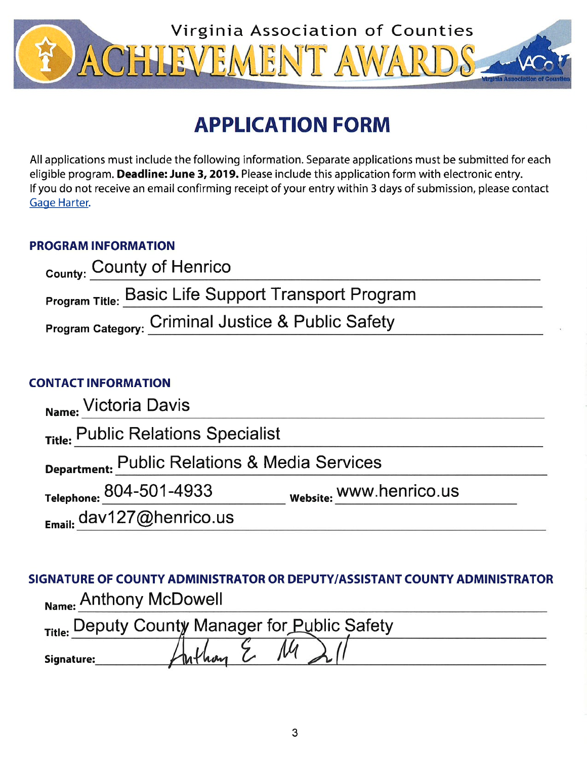# Virginia Association of Counties ACHIEVEMENT AWARDS

## APPLICATION FORM

All applications must include the following information. Separate applications must be submitted for each eligible program. **Deadline: June 3, 2019.** Please include this application form with electronic entry. If you do not receive an email confirming receipt of your entry within 3 days of submission, please contact Gage Harter.

### PROGRAM INFORMATION

**County:** County of Henrico

**Program Title:** Basic Life Support Transport Program

**Program Category:** Criminal Justice & Public Safety

### CONTACT INFORMATION

**Name:** Victoria Davis

**Title:** Public Relations Specialist

**Department:** Public Relations & Media Services

**Telephone:** 804-501-4933 **Website:** www.henrico.us

**Email:** dav127@henrico.us

### SIGNATURE OF COUNTY ADMINISTRATOR OR DEPUTY/ASSISTANT COUNTY ADMINISTRATOR

**Name:** Anthony McDowell

**Title:** Deputy County Manager for Public Safety

**Signature:** Anthony E. McDowell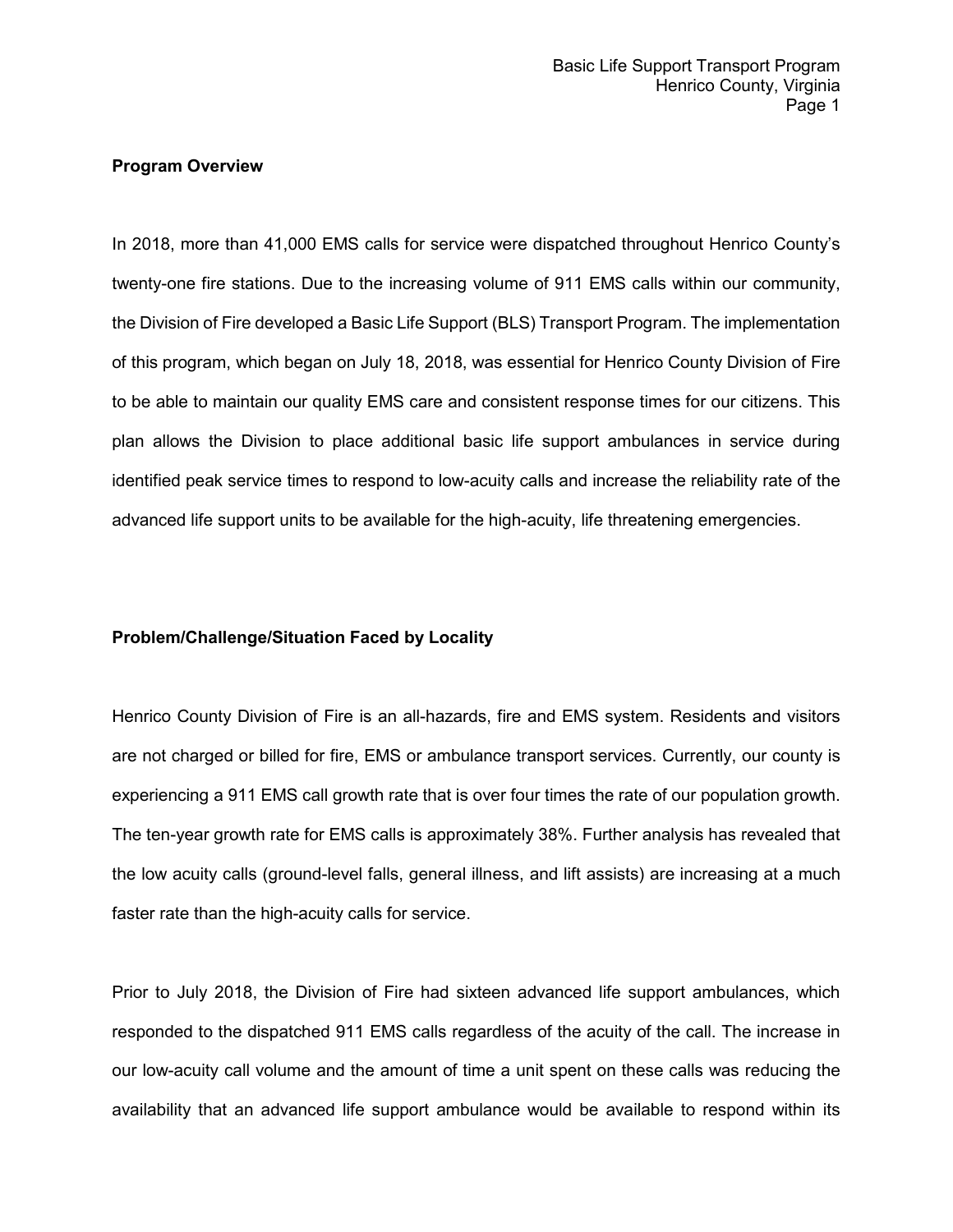**Program Overview**

In 2018, more than 41,000 EMS calls for service were dispatched throughout Henrico County's twenty-one fire stations. Due to the increasing volume of 911 EMS calls within our community, the Division of Fire developed a Basic Life Support (BLS) Transport Program. The implementation of this program, which began on July 18, 2018, was essential for Henrico County Division of Fire to be able to maintain our quality EMS care and consistent response times for our citizens. This plan allows the Division to place additional basic life support ambulances in service during identified peak service times to respond to low-acuity calls and increase the reliability rate of the advanced life support units to be available for the high-acuity, life threatening emergencies.

**Problem/Challenge/Situation Faced by Locality**

Henrico County Division of Fire is an all-hazards, fire and EMS system. Residents and visitors are not charged or billed for fire, EMS or ambulance transport services. Currently, our county is experiencing a 911 EMS call growth rate that is over four times the rate of our population growth. The ten-year growth rate for EMS calls is approximately 38%. Further analysis has revealed that the low acuity calls (ground-level falls, general illness, and lift assists) are increasing at a much faster rate than the high-acuity calls for service.

Prior to July 2018, the Division of Fire had sixteen advanced life support ambulances, which responded to the dispatched 911 EMS calls regardless of the acuity of the call. The increase in our low-acuity call volume and the amount of time a unit spent on these calls was reducing the availability that an advanced life support ambulance would be available to respond within its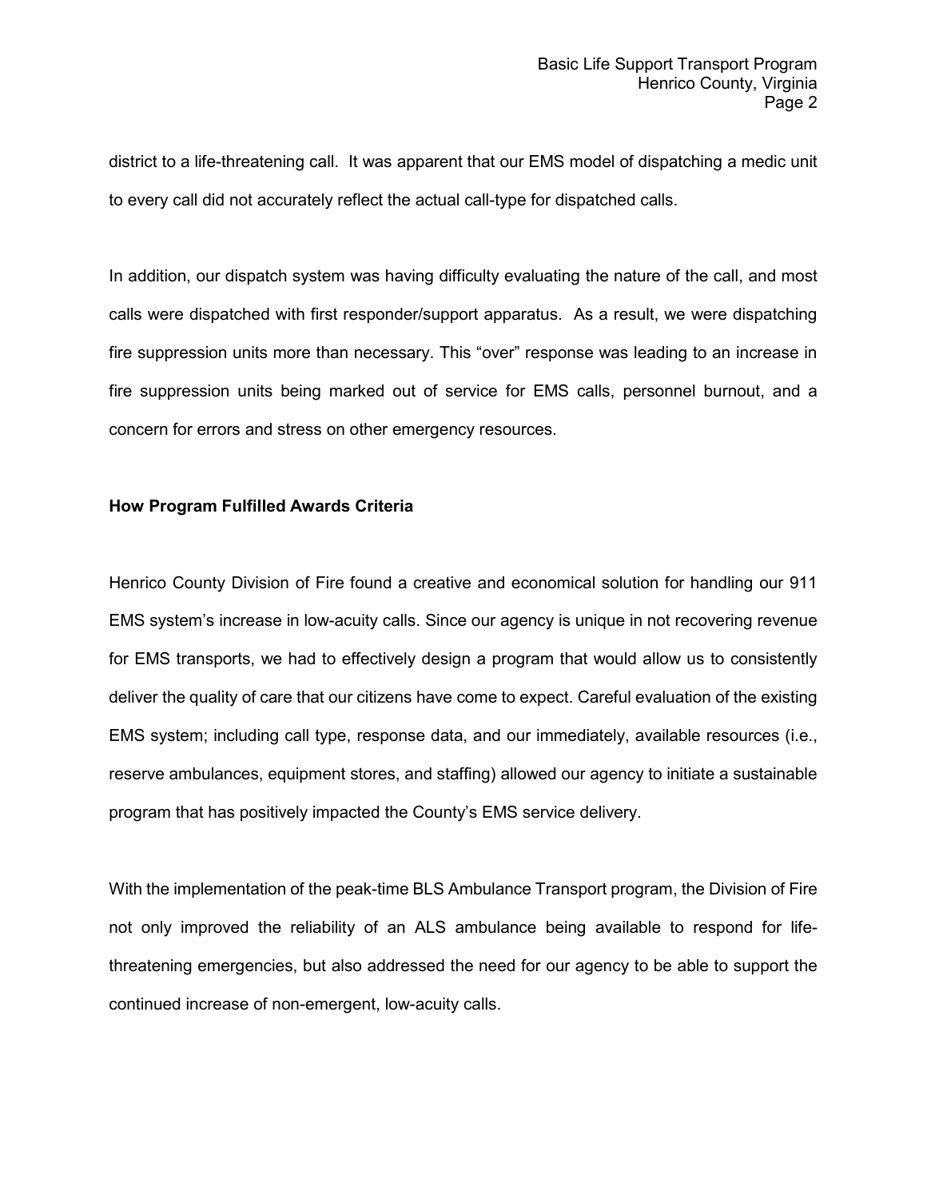district to a life-threatening call. It was apparent that our EMS model of dispatching a medic unit to every call did not accurately reflect the actual call-type for dispatched calls.

In addition, our dispatch system was having difficulty evaluating the nature of the call, and most calls were dispatched with first responder/support apparatus. As a result, we were dispatching fire suppression units more than necessary. This “over” response was leading to an increase in fire suppression units being marked out of service for EMS calls, personnel burnout, and a concern for errors and stress on other emergency resources.

**How Program Fulfilled Awards Criteria**

Henrico County Division of Fire found a creative and economical solution for handling our 911 EMS system’s increase in low-acuity calls. Since our agency is unique in not recovering revenue for EMS transports, we had to effectively design a program that would allow us to consistently deliver the quality of care that our citizens have come to expect. Careful evaluation of the existing EMS system; including call type, response data, and our immediately, available resources (i.e., reserve ambulances, equipment stores, and staffing) allowed our agency to initiate a sustainable program that has positively impacted the County’s EMS service delivery.

With the implementation of the peak-time BLS Ambulance Transport program, the Division of Fire not only improved the reliability of an ALS ambulance being available to respond for life-threatening emergencies, but also addressed the need for our agency to be able to support the continued increase of non-emergent, low-acuity calls.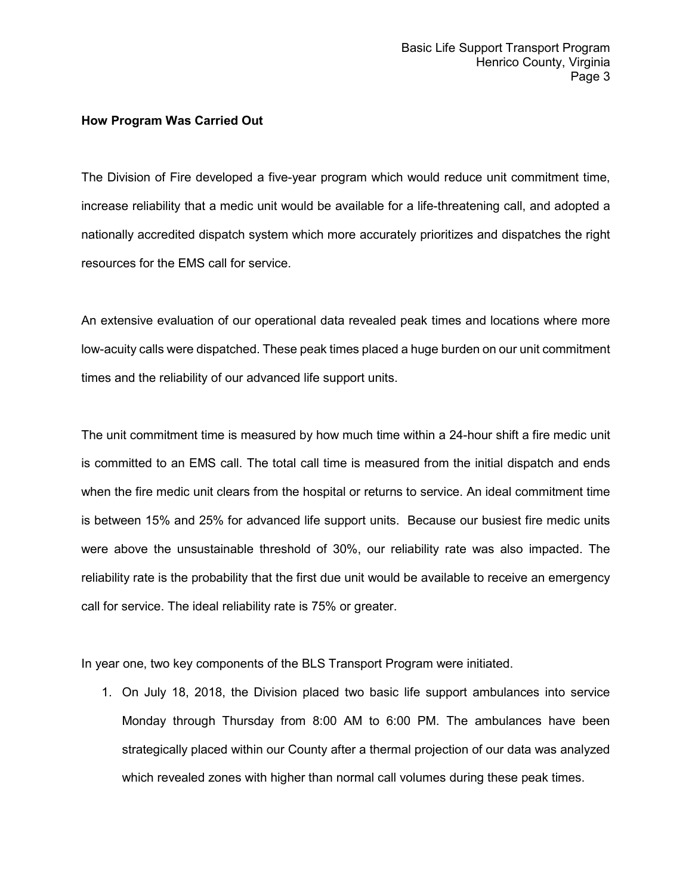**How Program Was Carried Out**

The Division of Fire developed a five-year program which would reduce unit commitment time, increase reliability that a medic unit would be available for a life-threatening call, and adopted a nationally accredited dispatch system which more accurately prioritizes and dispatches the right resources for the EMS call for service.

An extensive evaluation of our operational data revealed peak times and locations where more low-acuity calls were dispatched. These peak times placed a huge burden on our unit commitment times and the reliability of our advanced life support units.

The unit commitment time is measured by how much time within a 24-hour shift a fire medic unit is committed to an EMS call. The total call time is measured from the initial dispatch and ends when the fire medic unit clears from the hospital or returns to service. An ideal commitment time is between 15% and 25% for advanced life support units. Because our busiest fire medic units were above the unsustainable threshold of 30%, our reliability rate was also impacted. The reliability rate is the probability that the first due unit would be available to receive an emergency call for service. The ideal reliability rate is 75% or greater.

In year one, two key components of the BLS Transport Program were initiated.

1. On July 18, 2018, the Division placed two basic life support ambulances into service Monday through Thursday from 8:00 AM to 6:00 PM. The ambulances have been strategically placed within our County after a thermal projection of our data was analyzed which revealed zones with higher than normal call volumes during these peak times.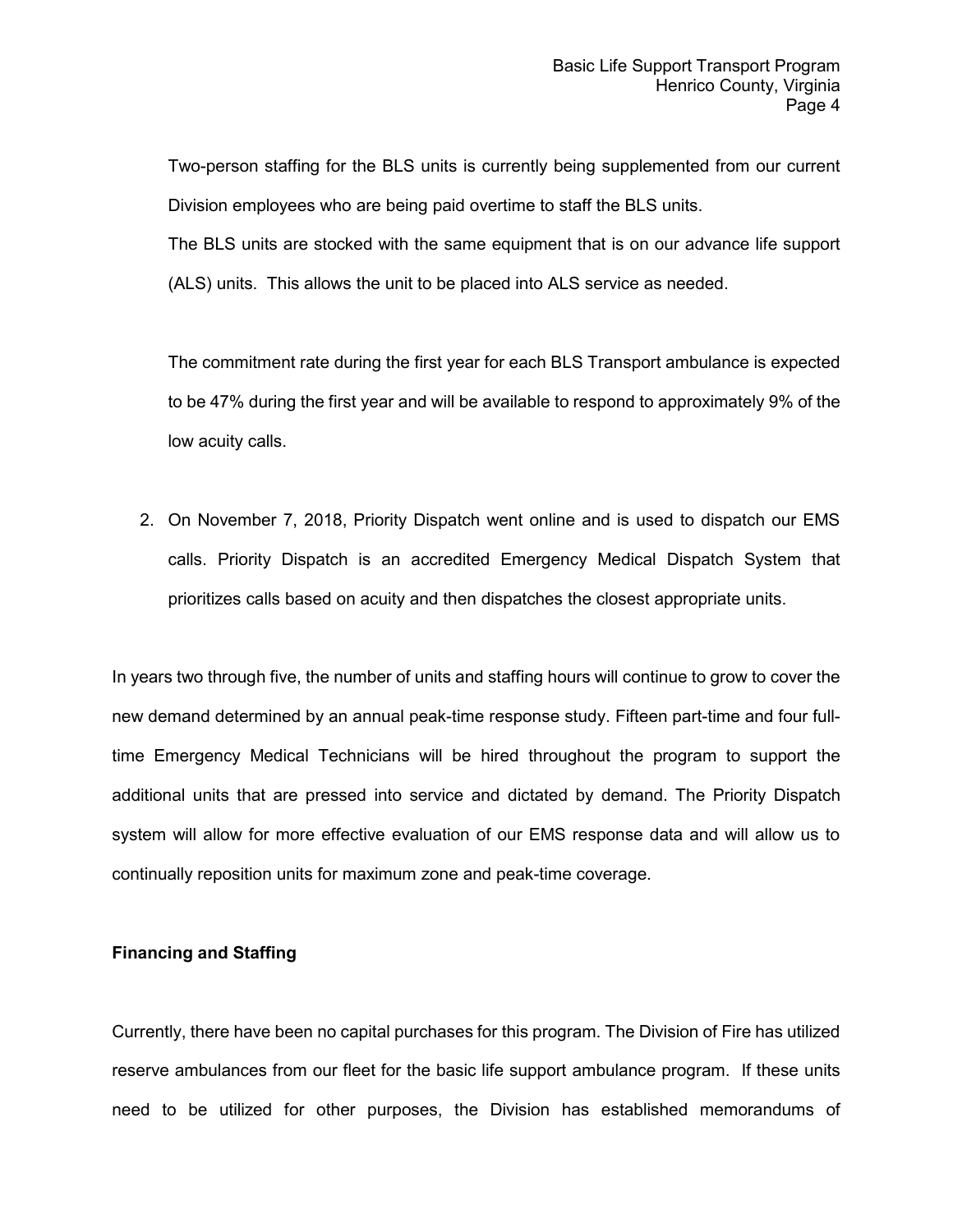Two-person staffing for the BLS units is currently being supplemented from our current Division employees who are being paid overtime to staff the BLS units.
The BLS units are stocked with the same equipment that is on our advance life support (ALS) units. This allows the unit to be placed into ALS service as needed.

The commitment rate during the first year for each BLS Transport ambulance is expected to be 47% during the first year and will be available to respond to approximately 9% of the low acuity calls.

2. On November 7, 2018, Priority Dispatch went online and is used to dispatch our EMS calls. Priority Dispatch is an accredited Emergency Medical Dispatch System that prioritizes calls based on acuity and then dispatches the closest appropriate units.

In years two through five, the number of units and staffing hours will continue to grow to cover the new demand determined by an annual peak-time response study. Fifteen part-time and four full-time Emergency Medical Technicians will be hired throughout the program to support the additional units that are pressed into service and dictated by demand. The Priority Dispatch system will allow for more effective evaluation of our EMS response data and will allow us to continually reposition units for maximum zone and peak-time coverage.

**Financing and Staffing**

Currently, there have been no capital purchases for this program. The Division of Fire has utilized reserve ambulances from our fleet for the basic life support ambulance program. If these units need to be utilized for other purposes, the Division has established memorandums of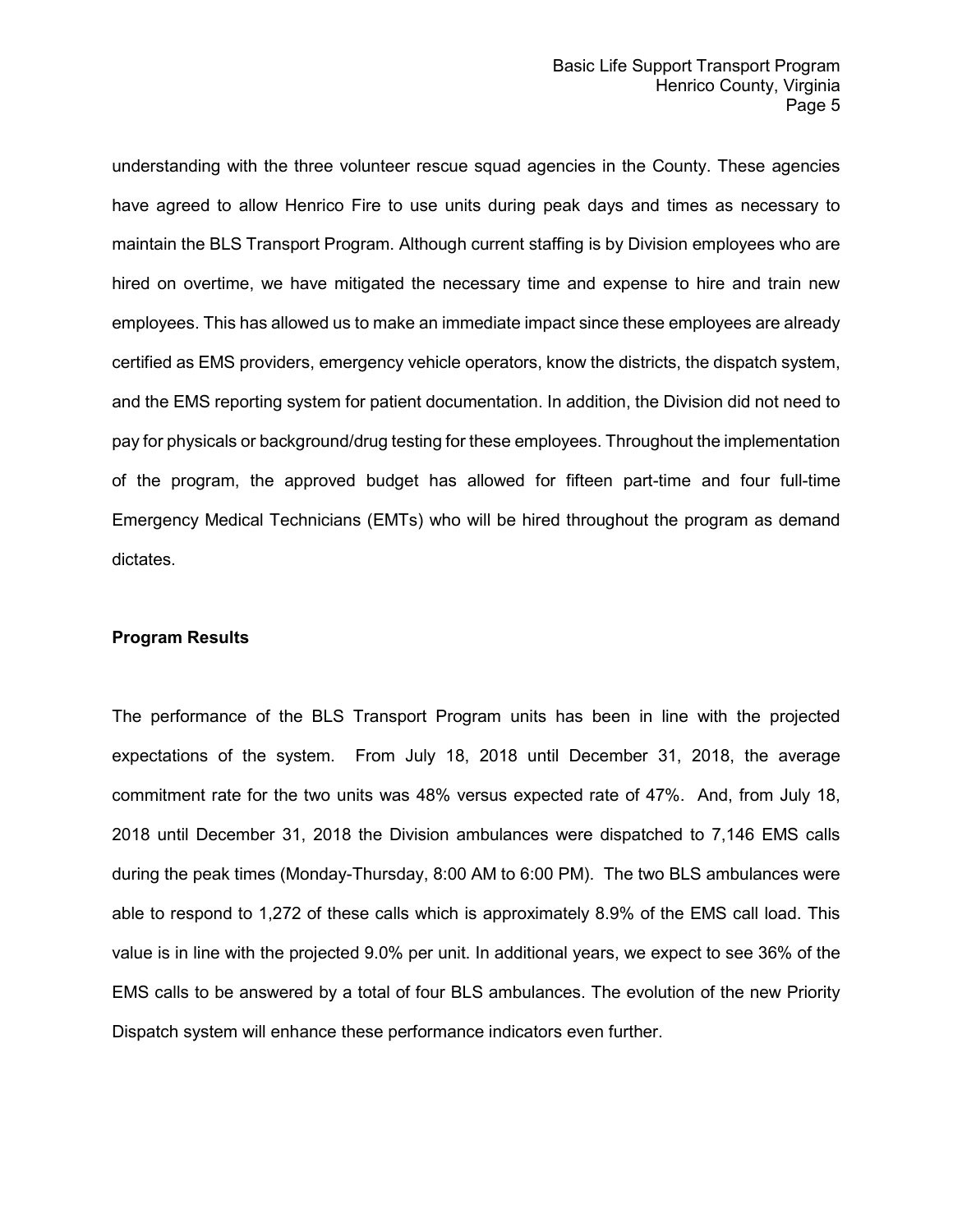understanding with the three volunteer rescue squad agencies in the County. These agencies have agreed to allow Henrico Fire to use units during peak days and times as necessary to maintain the BLS Transport Program. Although current staffing is by Division employees who are hired on overtime, we have mitigated the necessary time and expense to hire and train new employees. This has allowed us to make an immediate impact since these employees are already certified as EMS providers, emergency vehicle operators, know the districts, the dispatch system, and the EMS reporting system for patient documentation. In addition, the Division did not need to pay for physicals or background/drug testing for these employees. Throughout the implementation of the program, the approved budget has allowed for fifteen part-time and four full-time Emergency Medical Technicians (EMTs) who will be hired throughout the program as demand dictates.

**Program Results**

The performance of the BLS Transport Program units has been in line with the projected expectations of the system. From July 18, 2018 until December 31, 2018, the average commitment rate for the two units was 48% versus expected rate of 47%. And, from July 18, 2018 until December 31, 2018 the Division ambulances were dispatched to 7,146 EMS calls during the peak times (Monday-Thursday, 8:00 AM to 6:00 PM). The two BLS ambulances were able to respond to 1,272 of these calls which is approximately 8.9% of the EMS call load. This value is in line with the projected 9.0% per unit. In additional years, we expect to see 36% of the EMS calls to be answered by a total of four BLS ambulances. The evolution of the new Priority Dispatch system will enhance these performance indicators even further.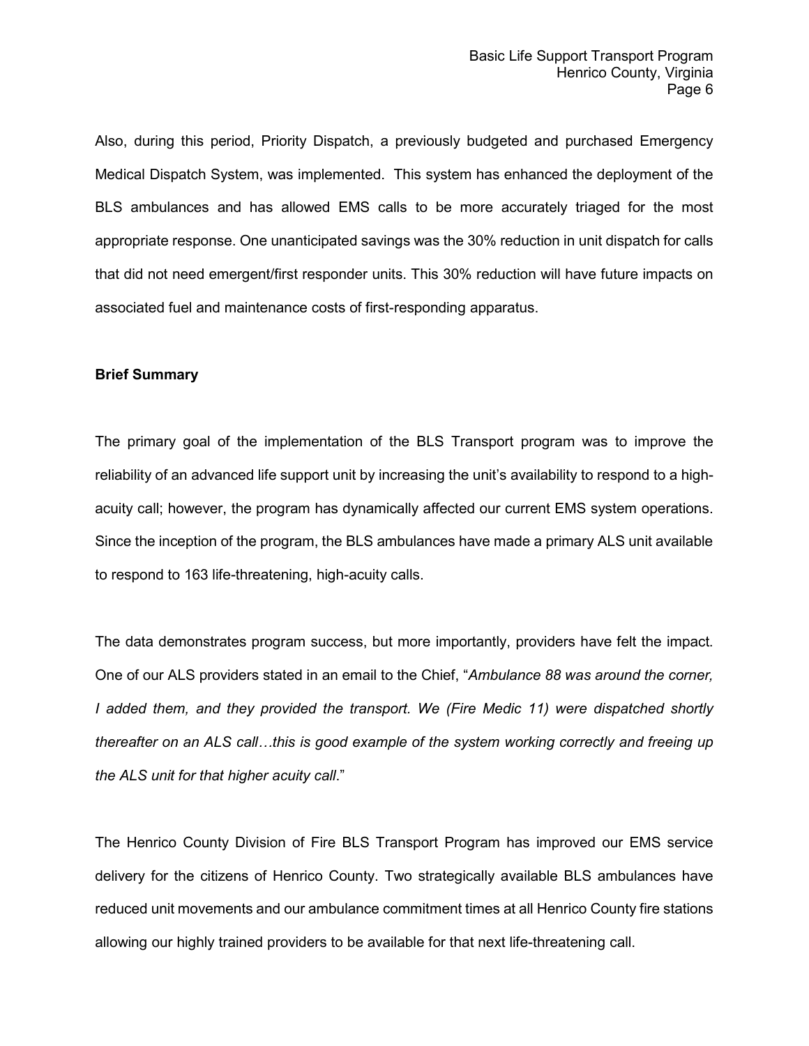Also, during this period, Priority Dispatch, a previously budgeted and purchased Emergency Medical Dispatch System, was implemented. This system has enhanced the deployment of the BLS ambulances and has allowed EMS calls to be more accurately triaged for the most appropriate response. One unanticipated savings was the 30% reduction in unit dispatch for calls that did not need emergent/first responder units. This 30% reduction will have future impacts on associated fuel and maintenance costs of first-responding apparatus.

**Brief Summary**

The primary goal of the implementation of the BLS Transport program was to improve the reliability of an advanced life support unit by increasing the unit's availability to respond to a high-acuity call; however, the program has dynamically affected our current EMS system operations. Since the inception of the program, the BLS ambulances have made a primary ALS unit available to respond to 163 life-threatening, high-acuity calls.

The data demonstrates program success, but more importantly, providers have felt the impact. One of our ALS providers stated in an email to the Chief, "*Ambulance 88 was around the corner, I added them, and they provided the transport. We (Fire Medic 11) were dispatched shortly thereafter on an ALS call…this is good example of the system working correctly and freeing up the ALS unit for that higher acuity call*."

The Henrico County Division of Fire BLS Transport Program has improved our EMS service delivery for the citizens of Henrico County. Two strategically available BLS ambulances have reduced unit movements and our ambulance commitment times at all Henrico County fire stations allowing our highly trained providers to be available for that next life-threatening call.